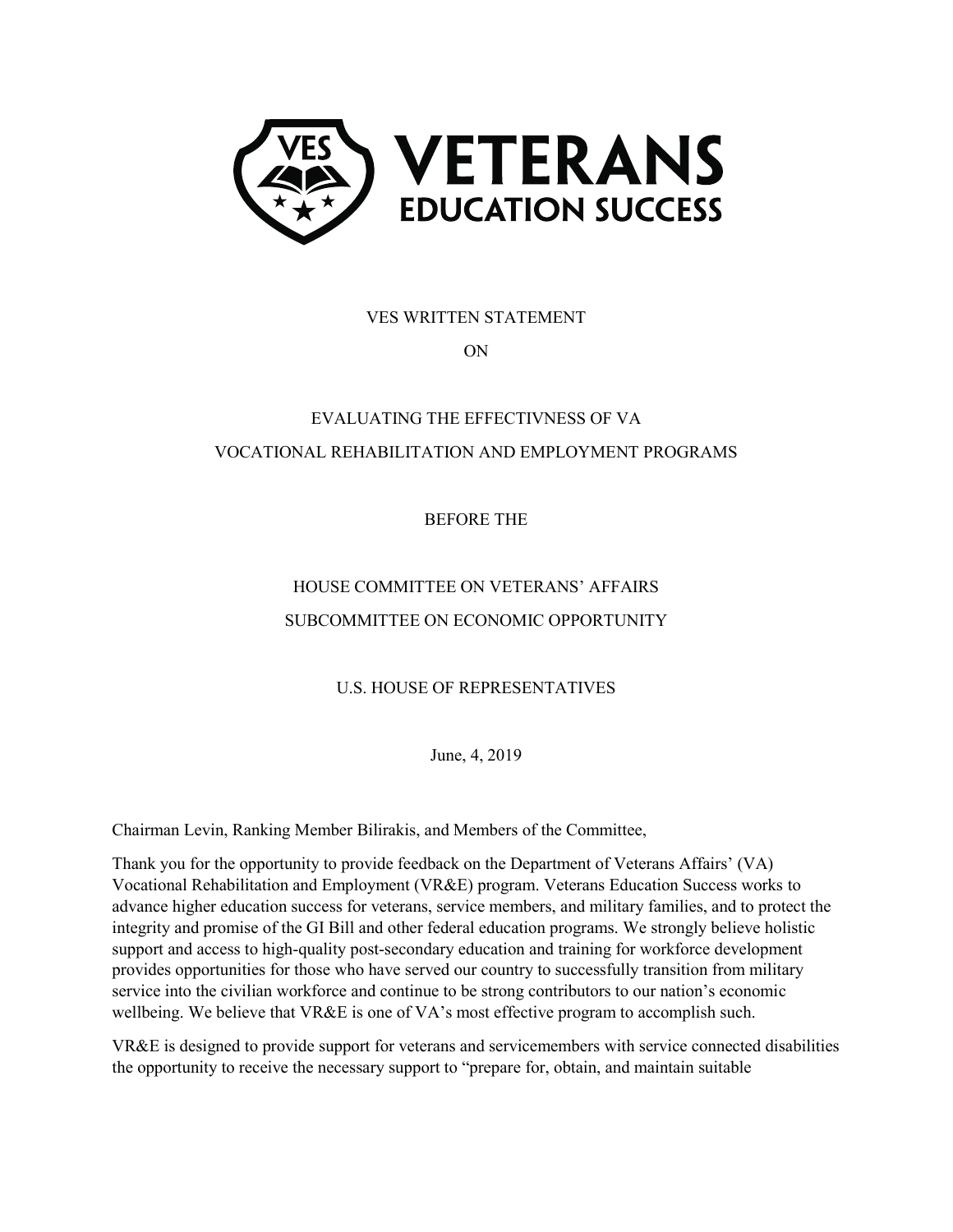VETERANS EDUCATION SUCCESS

VES WRITTEN STATEMENT

ON

EVALUATING THE EFFECTIVNESS OF VA

VOCATIONAL REHABILITATION AND EMPLOYMENT PROGRAMS

BEFORE THE

HOUSE COMMITTEE ON VETERANS' AFFAIRS

SUBCOMMITTEE ON ECONOMIC OPPORTUNITY

U.S. HOUSE OF REPRESENTATIVES

June, 4, 2019

Chairman Levin, Ranking Member Bilirakis, and Members of the Committee,

Thank you for the opportunity to provide feedback on the Department of Veterans Affairs' (VA) Vocational Rehabilitation and Employment (VR&E) program. Veterans Education Success works to advance higher education success for veterans, service members, and military families, and to protect the integrity and promise of the GI Bill and other federal education programs. We strongly believe holistic support and access to high-quality post-secondary education and training for workforce development provides opportunities for those who have served our country to successfully transition from military service into the civilian workforce and continue to be strong contributors to our nation's economic wellbeing. We believe that VR&E is one of VA's most effective program to accomplish such.

VR&E is designed to provide support for veterans and servicemembers with service connected disabilities the opportunity to receive the necessary support to "prepare for, obtain, and maintain suitable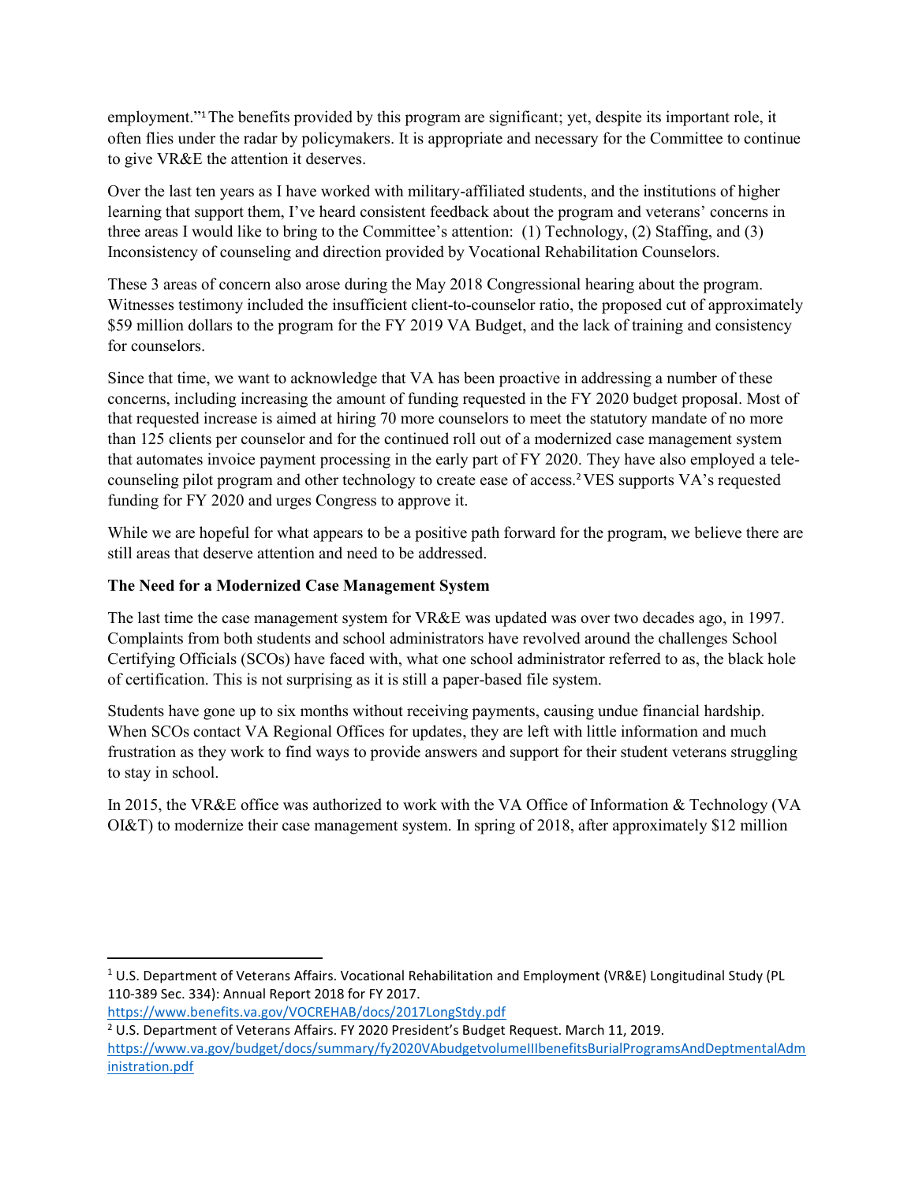employment."[1] The benefits provided by this program are significant; yet, despite its important role, it often flies under the radar by policymakers. It is appropriate and necessary for the Committee to continue to give VR&E the attention it deserves.

Over the last ten years as I have worked with military-affiliated students, and the institutions of higher learning that support them, I've heard consistent feedback about the program and veterans' concerns in three areas I would like to bring to the Committee's attention: (1) Technology, (2) Staffing, and (3) Inconsistency of counseling and direction provided by Vocational Rehabilitation Counselors.

These 3 areas of concern also arose during the May 2018 Congressional hearing about the program. Witnesses testimony included the insufficient client-to-counselor ratio, the proposed cut of approximately $59 million dollars to the program for the FY 2019 VA Budget, and the lack of training and consistency for counselors.

Since that time, we want to acknowledge that VA has been proactive in addressing a number of these concerns, including increasing the amount of funding requested in the FY 2020 budget proposal. Most of that requested increase is aimed at hiring 70 more counselors to meet the statutory mandate of no more than 125 clients per counselor and for the continued roll out of a modernized case management system that automates invoice payment processing in the early part of FY 2020. They have also employed a tele-counseling pilot program and other technology to create ease of access.[2] VES supports VA's requested funding for FY 2020 and urges Congress to approve it.

While we are hopeful for what appears to be a positive path forward for the program, we believe there are still areas that deserve attention and need to be addressed.

**The Need for a Modernized Case Management System**

The last time the case management system for VR&E was updated was over two decades ago, in 1997. Complaints from both students and school administrators have revolved around the challenges School Certifying Officials (SCOs) have faced with, what one school administrator referred to as, the black hole of certification. This is not surprising as it is still a paper-based file system.

Students have gone up to six months without receiving payments, causing undue financial hardship. When SCOs contact VA Regional Offices for updates, they are left with little information and much frustration as they work to find ways to provide answers and support for their student veterans struggling to stay in school.

In 2015, the VR&E office was authorized to work with the VA Office of Information & Technology (VA OI&T) to modernize their case management system. In spring of 2018, after approximately $12 million

---

[1] U.S. Department of Veterans Affairs. Vocational Rehabilitation and Employment (VR&E) Longitudinal Study (PL 110-389 Sec. 334): Annual Report 2018 for FY 2017. https://www.benefits.va.gov/VOCREHAB/docs/2017LongStdy.pdf

[2] U.S. Department of Veterans Affairs. FY 2020 President's Budget Request. March 11, 2019. https://www.va.gov/budget/docs/summary/fy2020VAbudgetvolumeIIbenefitsBurialProgramsAndDeptmentalAdministration.pdf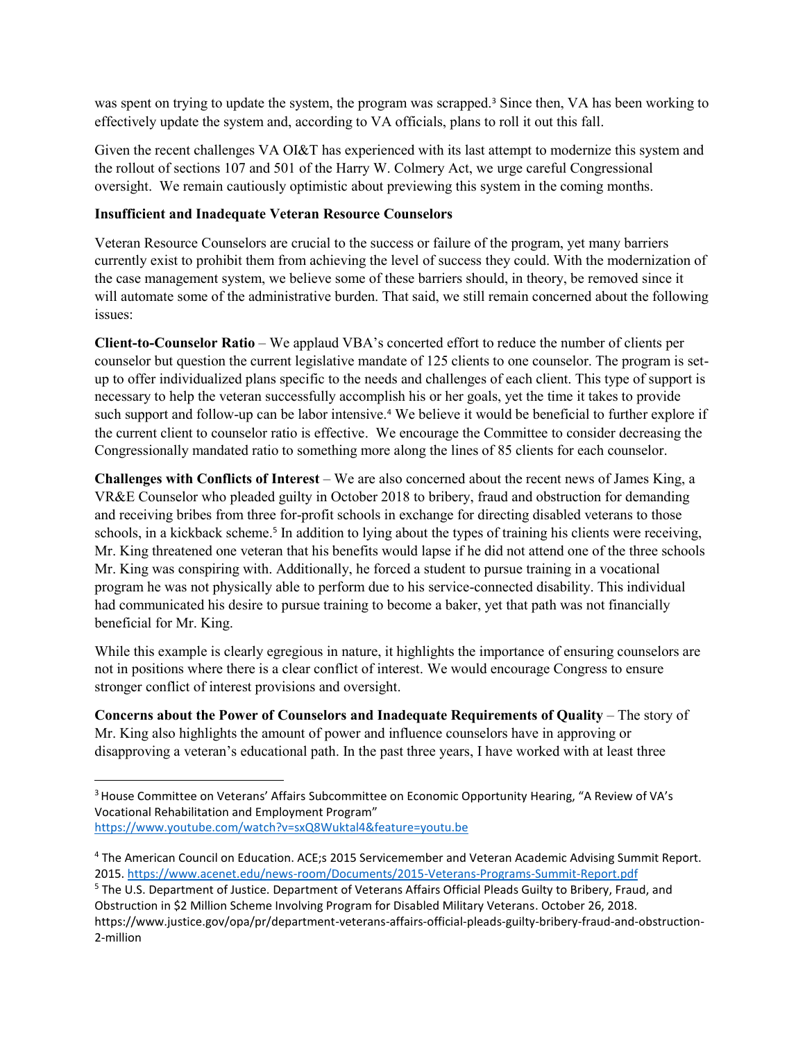was spent on trying to update the system, the program was scrapped.[3] Since then, VA has been working to effectively update the system and, according to VA officials, plans to roll it out this fall.

Given the recent challenges VA OI&T has experienced with its last attempt to modernize this system and the rollout of sections 107 and 501 of the Harry W. Colmery Act, we urge careful Congressional oversight. We remain cautiously optimistic about previewing this system in the coming months.

**Insufficient and Inadequate Veteran Resource Counselors**

Veteran Resource Counselors are crucial to the success or failure of the program, yet many barriers currently exist to prohibit them from achieving the level of success they could. With the modernization of the case management system, we believe some of these barriers should, in theory, be removed since it will automate some of the administrative burden. That said, we still remain concerned about the following issues:

**Client-to-Counselor Ratio** – We applaud VBA's concerted effort to reduce the number of clients per counselor but question the current legislative mandate of 125 clients to one counselor. The program is set-up to offer individualized plans specific to the needs and challenges of each client. This type of support is necessary to help the veteran successfully accomplish his or her goals, yet the time it takes to provide such support and follow-up can be labor intensive.[4] We believe it would be beneficial to further explore if the current client to counselor ratio is effective. We encourage the Committee to consider decreasing the Congressionally mandated ratio to something more along the lines of 85 clients for each counselor.

**Challenges with Conflicts of Interest** – We are also concerned about the recent news of James King, a VR&E Counselor who pleaded guilty in October 2018 to bribery, fraud and obstruction for demanding and receiving bribes from three for-profit schools in exchange for directing disabled veterans to those schools, in a kickback scheme.[5] In addition to lying about the types of training his clients were receiving, Mr. King threatened one veteran that his benefits would lapse if he did not attend one of the three schools Mr. King was conspiring with. Additionally, he forced a student to pursue training in a vocational program he was not physically able to perform due to his service-connected disability. This individual had communicated his desire to pursue training to become a baker, yet that path was not financially beneficial for Mr. King.

While this example is clearly egregious in nature, it highlights the importance of ensuring counselors are not in positions where there is a clear conflict of interest. We would encourage Congress to ensure stronger conflict of interest provisions and oversight.

**Concerns about the Power of Counselors and Inadequate Requirements of Quality** – The story of Mr. King also highlights the amount of power and influence counselors have in approving or disapproving a veteran's educational path. In the past three years, I have worked with at least three

---

[3] House Committee on Veterans' Affairs Subcommittee on Economic Opportunity Hearing, "A Review of VA's Vocational Rehabilitation and Employment Program" https://www.youtube.com/watch?v=sxQ8Wuktal4&feature=youtu.be

[4] The American Council on Education. ACE;s 2015 Servicemember and Veteran Academic Advising Summit Report. 2015. https://www.acenet.edu/news-room/Documents/2015-Veterans-Programs-Summit-Report.pdf

[5] The U.S. Department of Justice. Department of Veterans Affairs Official Pleads Guilty to Bribery, Fraud, and Obstruction in $2 Million Scheme Involving Program for Disabled Military Veterans. October 26, 2018. https://www.justice.gov/opa/pr/department-veterans-affairs-official-pleads-guilty-bribery-fraud-and-obstruction-2-million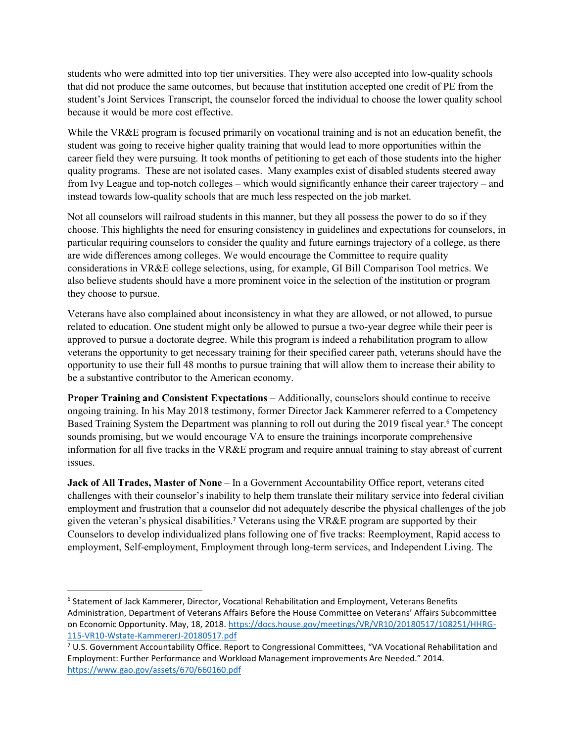students who were admitted into top tier universities. They were also accepted into low-quality schools that did not produce the same outcomes, but because that institution accepted one credit of PE from the student's Joint Services Transcript, the counselor forced the individual to choose the lower quality school because it would be more cost effective.

While the VR&E program is focused primarily on vocational training and is not an education benefit, the student was going to receive higher quality training that would lead to more opportunities within the career field they were pursuing. It took months of petitioning to get each of those students into the higher quality programs. These are not isolated cases. Many examples exist of disabled students steered away from Ivy League and top-notch colleges – which would significantly enhance their career trajectory – and instead towards low-quality schools that are much less respected on the job market.

Not all counselors will railroad students in this manner, but they all possess the power to do so if they choose. This highlights the need for ensuring consistency in guidelines and expectations for counselors, in particular requiring counselors to consider the quality and future earnings trajectory of a college, as there are wide differences among colleges. We would encourage the Committee to require quality considerations in VR&E college selections, using, for example, GI Bill Comparison Tool metrics. We also believe students should have a more prominent voice in the selection of the institution or program they choose to pursue.

Veterans have also complained about inconsistency in what they are allowed, or not allowed, to pursue related to education. One student might only be allowed to pursue a two-year degree while their peer is approved to pursue a doctorate degree. While this program is indeed a rehabilitation program to allow veterans the opportunity to get necessary training for their specified career path, veterans should have the opportunity to use their full 48 months to pursue training that will allow them to increase their ability to be a substantive contributor to the American economy.

**Proper Training and Consistent Expectations** – Additionally, counselors should continue to receive ongoing training. In his May 2018 testimony, former Director Jack Kammerer referred to a Competency Based Training System the Department was planning to roll out during the 2019 fiscal year.[6] The concept sounds promising, but we would encourage VA to ensure the trainings incorporate comprehensive information for all five tracks in the VR&E program and require annual training to stay abreast of current issues.

**Jack of All Trades, Master of None** – In a Government Accountability Office report, veterans cited challenges with their counselor's inability to help them translate their military service into federal civilian employment and frustration that a counselor did not adequately describe the physical challenges of the job given the veteran's physical disabilities.[7] Veterans using the VR&E program are supported by their Counselors to develop individualized plans following one of five tracks: Reemployment, Rapid access to employment, Self-employment, Employment through long-term services, and Independent Living. The

---

[6] Statement of Jack Kammerer, Director, Vocational Rehabilitation and Employment, Veterans Benefits Administration, Department of Veterans Affairs Before the House Committee on Veterans' Affairs Subcommittee on Economic Opportunity. May, 18, 2018. https://docs.house.gov/meetings/VR/VR10/20180517/108251/HHRG-115-VR10-Wstate-KammererJ-20180517.pdf

[7] U.S. Government Accountability Office. Report to Congressional Committees, "VA Vocational Rehabilitation and Employment: Further Performance and Workload Management improvements Are Needed." 2014. https://www.gao.gov/assets/670/660160.pdf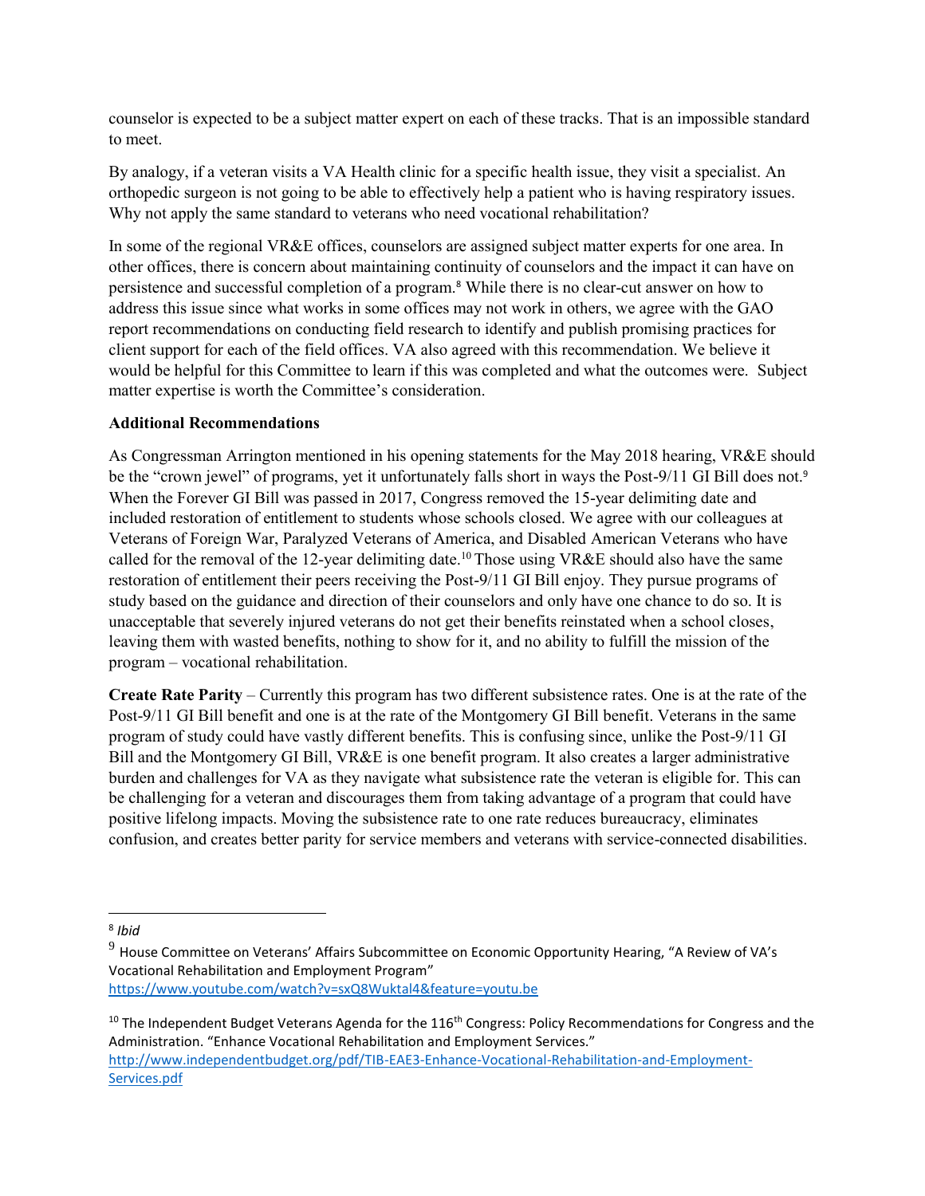counselor is expected to be a subject matter expert on each of these tracks. That is an impossible standard to meet.

By analogy, if a veteran visits a VA Health clinic for a specific health issue, they visit a specialist. An orthopedic surgeon is not going to be able to effectively help a patient who is having respiratory issues. Why not apply the same standard to veterans who need vocational rehabilitation?

In some of the regional VR&E offices, counselors are assigned subject matter experts for one area. In other offices, there is concern about maintaining continuity of counselors and the impact it can have on persistence and successful completion of a program.[8] While there is no clear-cut answer on how to address this issue since what works in some offices may not work in others, we agree with the GAO report recommendations on conducting field research to identify and publish promising practices for client support for each of the field offices. VA also agreed with this recommendation. We believe it would be helpful for this Committee to learn if this was completed and what the outcomes were. Subject matter expertise is worth the Committee's consideration.

**Additional Recommendations**

As Congressman Arrington mentioned in his opening statements for the May 2018 hearing, VR&E should be the "crown jewel" of programs, yet it unfortunately falls short in ways the Post-9/11 GI Bill does not.[9] When the Forever GI Bill was passed in 2017, Congress removed the 15-year delimiting date and included restoration of entitlement to students whose schools closed. We agree with our colleagues at Veterans of Foreign War, Paralyzed Veterans of America, and Disabled American Veterans who have called for the removal of the 12-year delimiting date.[10] Those using VR&E should also have the same restoration of entitlement their peers receiving the Post-9/11 GI Bill enjoy. They pursue programs of study based on the guidance and direction of their counselors and only have one chance to do so. It is unacceptable that severely injured veterans do not get their benefits reinstated when a school closes, leaving them with wasted benefits, nothing to show for it, and no ability to fulfill the mission of the program – vocational rehabilitation.

**Create Rate Parity** – Currently this program has two different subsistence rates. One is at the rate of the Post-9/11 GI Bill benefit and one is at the rate of the Montgomery GI Bill benefit. Veterans in the same program of study could have vastly different benefits. This is confusing since, unlike the Post-9/11 GI Bill and the Montgomery GI Bill, VR&E is one benefit program. It also creates a larger administrative burden and challenges for VA as they navigate what subsistence rate the veteran is eligible for. This can be challenging for a veteran and discourages them from taking advantage of a program that could have positive lifelong impacts. Moving the subsistence rate to one rate reduces bureaucracy, eliminates confusion, and creates better parity for service members and veterans with service-connected disabilities.

---

[8] *Ibid*

[9] House Committee on Veterans' Affairs Subcommittee on Economic Opportunity Hearing, "A Review of VA's Vocational Rehabilitation and Employment Program" https://www.youtube.com/watch?v=sxQ8Wuktal4&feature=youtu.be

[10] The Independent Budget Veterans Agenda for the 116th Congress: Policy Recommendations for Congress and the Administration. "Enhance Vocational Rehabilitation and Employment Services." http://www.independentbudget.org/pdf/TIB-EAE3-Enhance-Vocational-Rehabilitation-and-Employment-Services.pdf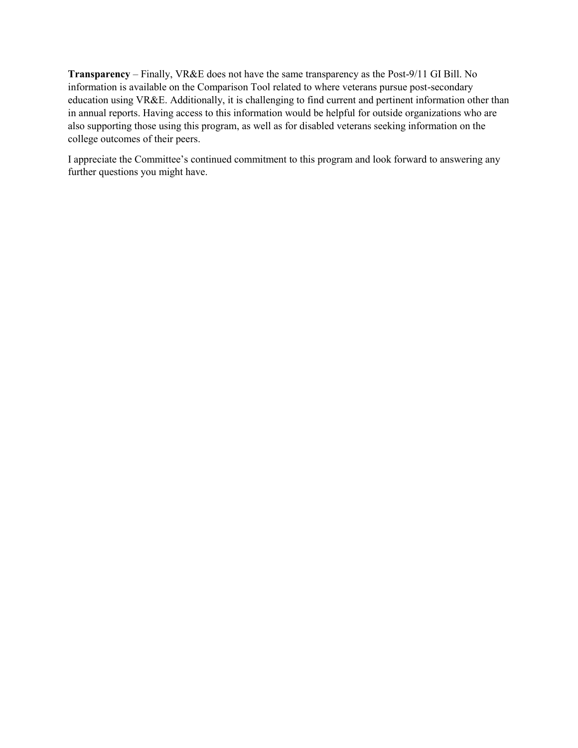**Transparency** – Finally, VR&E does not have the same transparency as the Post-9/11 GI Bill. No information is available on the Comparison Tool related to where veterans pursue post-secondary education using VR&E. Additionally, it is challenging to find current and pertinent information other than in annual reports. Having access to this information would be helpful for outside organizations who are also supporting those using this program, as well as for disabled veterans seeking information on the college outcomes of their peers.

I appreciate the Committee's continued commitment to this program and look forward to answering any further questions you might have.